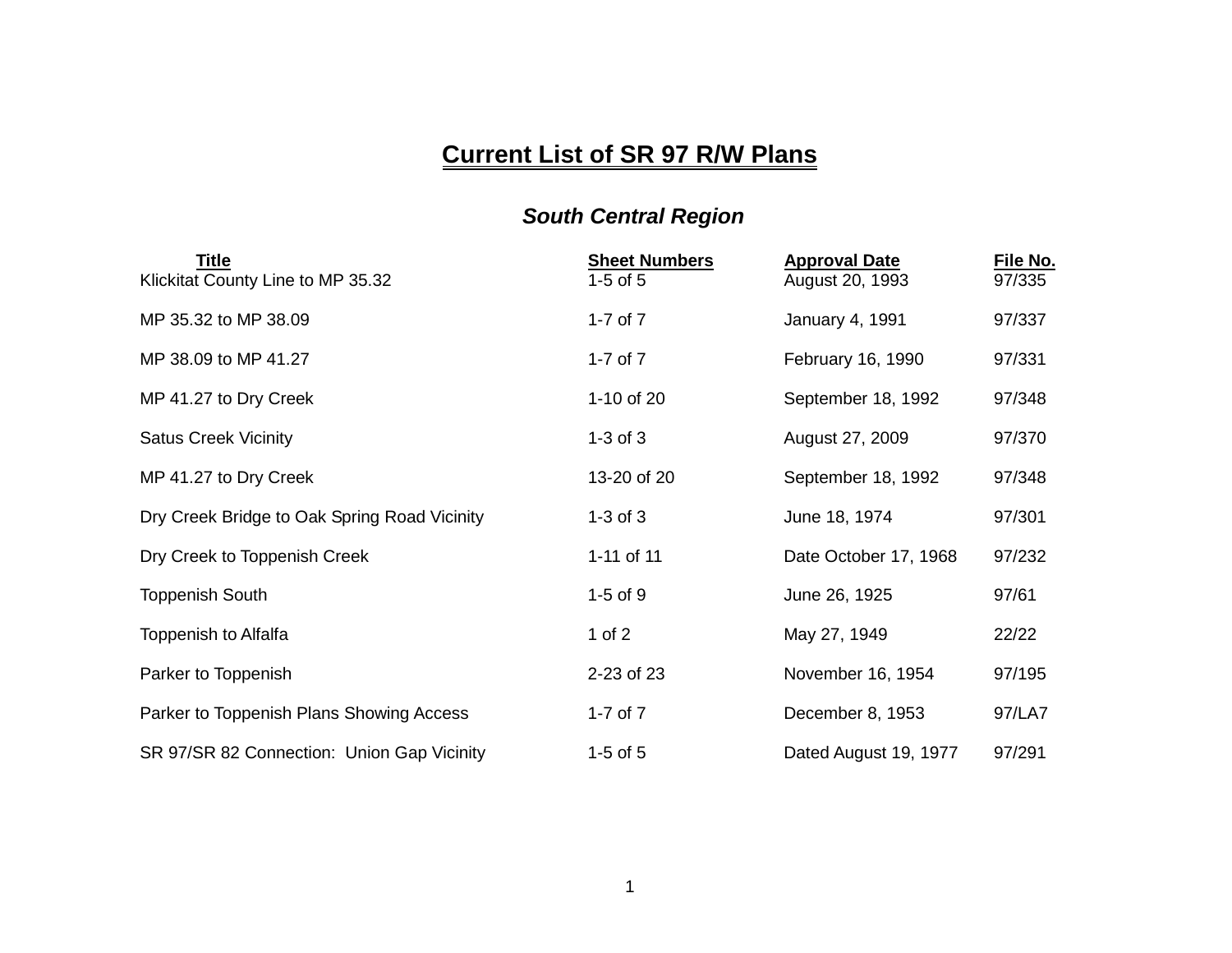# Current List of SR 97 R/W Plans

## *South Central Region*

| Title | Sheet Numbers | Approval Date | File No. |
|---|---|---|---|
| Klickitat County Line to MP 35.32 | 1-5 of 5 | August 20, 1993 | 97/335 |
| MP 35.32 to MP 38.09 | 1-7 of 7 | January 4, 1991 | 97/337 |
| MP 38.09 to MP 41.27 | 1-7 of 7 | February 16, 1990 | 97/331 |
| MP 41.27 to Dry Creek | 1-10 of 20 | September 18, 1992 | 97/348 |
| Satus Creek Vicinity | 1-3 of 3 | August 27, 2009 | 97/370 |
| MP 41.27 to Dry Creek | 13-20 of 20 | September 18, 1992 | 97/348 |
| Dry Creek Bridge to Oak Spring Road Vicinity | 1-3 of 3 | June 18, 1974 | 97/301 |
| Dry Creek to Toppenish Creek | 1-11 of 11 | Date October 17, 1968 | 97/232 |
| Toppenish South | 1-5 of 9 | June 26, 1925 | 97/61 |
| Toppenish to Alfalfa | 1 of 2 | May 27, 1949 | 22/22 |
| Parker to Toppenish | 2-23 of 23 | November 16, 1954 | 97/195 |
| Parker to Toppenish Plans Showing Access | 1-7 of 7 | December 8, 1953 | 97/LA7 |
| SR 97/SR 82 Connection: Union Gap Vicinity | 1-5 of 5 | Dated August 19, 1977 | 97/291 |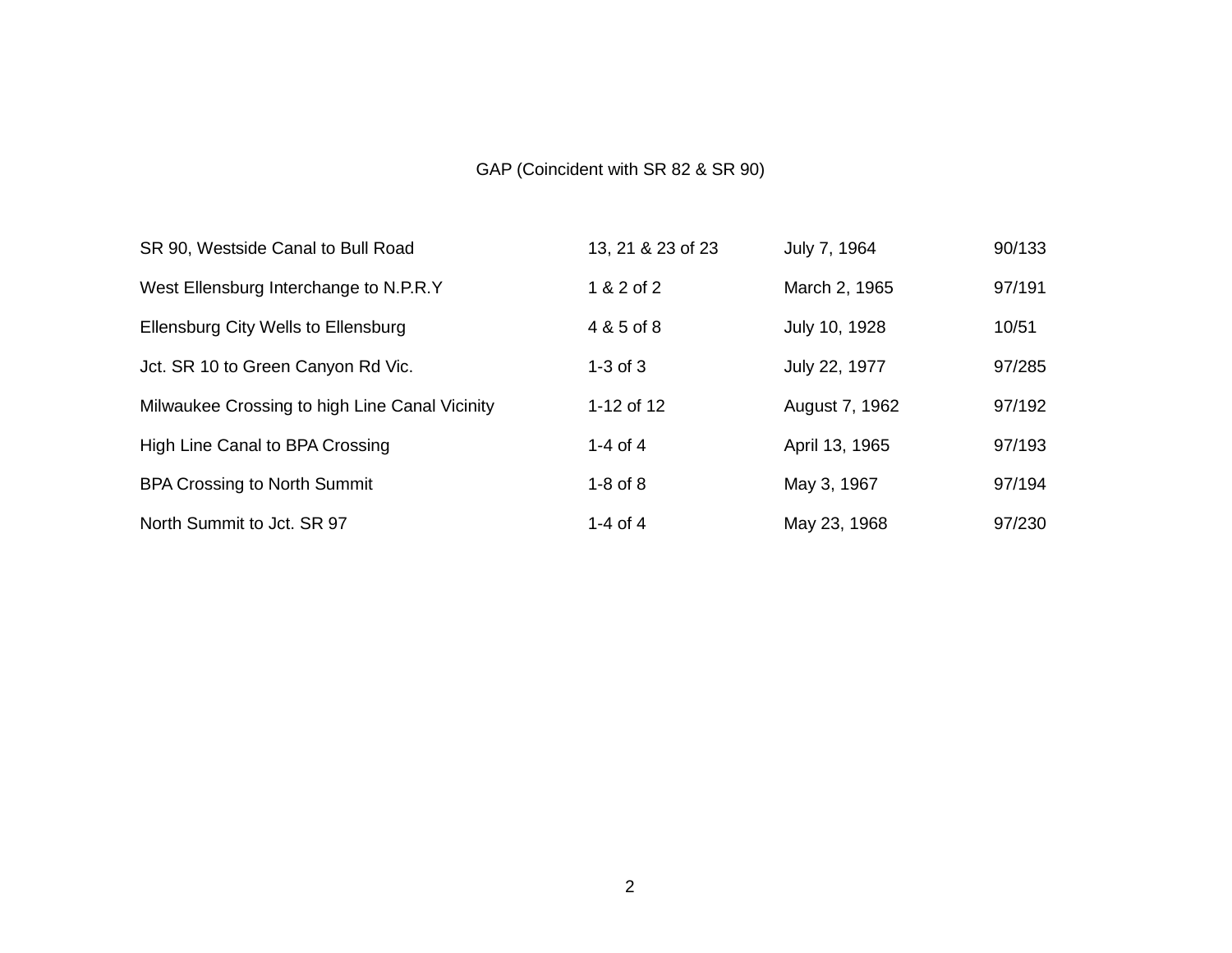GAP (Coincident with SR 82 & SR 90)

| | | | |
|---|---|---|---|
| SR 90, Westside Canal to Bull Road | 13, 21 & 23 of 23 | July 7, 1964 | 90/133 |
| West Ellensburg Interchange to N.P.R.Y | 1 & 2 of 2 | March 2, 1965 | 97/191 |
| Ellensburg City Wells to Ellensburg | 4 & 5 of 8 | July 10, 1928 | 10/51 |
| Jct. SR 10 to Green Canyon Rd Vic. | 1-3 of 3 | July 22, 1977 | 97/285 |
| Milwaukee Crossing to high Line Canal Vicinity | 1-12 of 12 | August 7, 1962 | 97/192 |
| High Line Canal to BPA Crossing | 1-4 of 4 | April 13, 1965 | 97/193 |
| BPA Crossing to North Summit | 1-8 of 8 | May 3, 1967 | 97/194 |
| North Summit to Jct. SR 97 | 1-4 of 4 | May 23, 1968 | 97/230 |